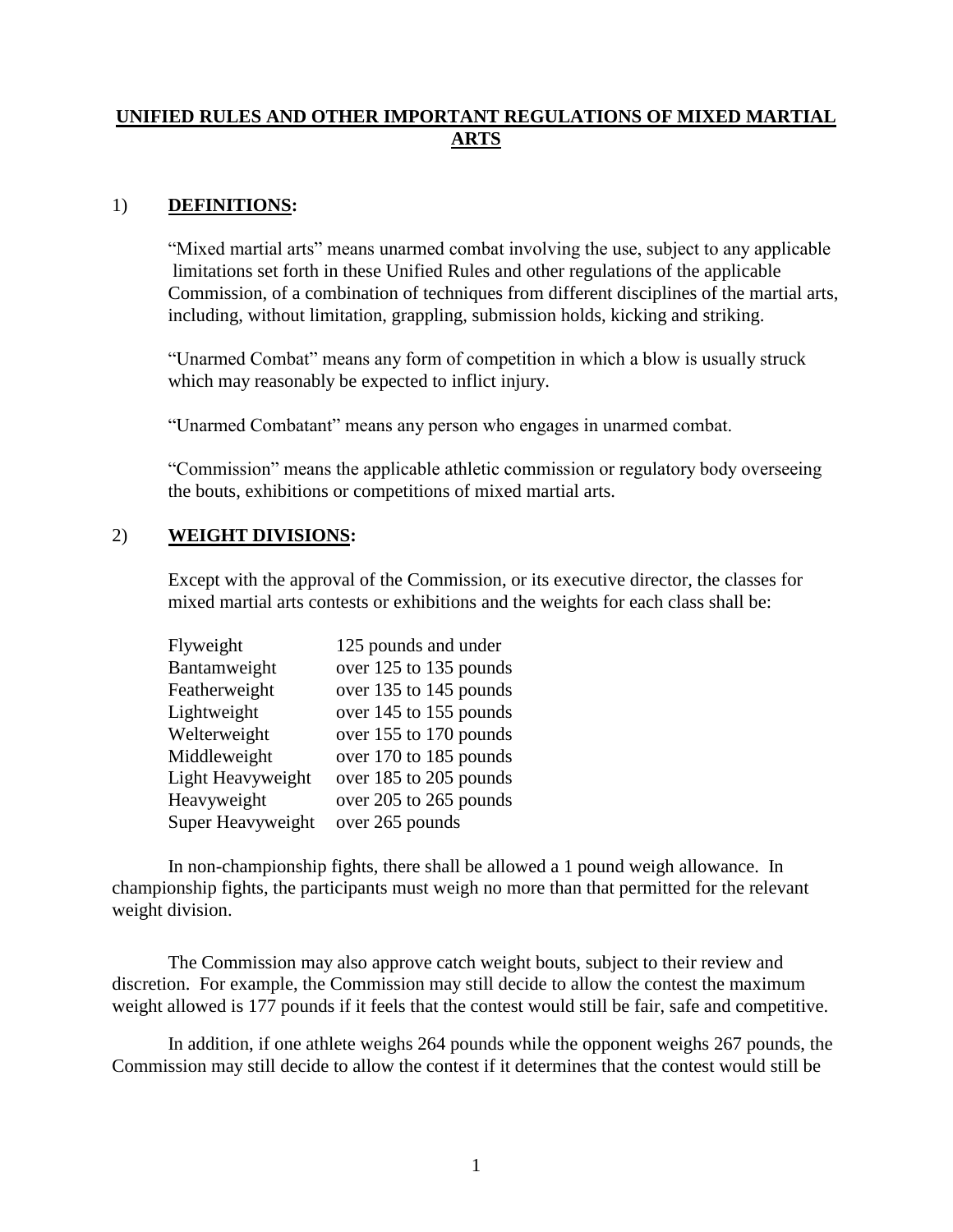# UNIFIED RULES AND OTHER IMPORTANT REGULATIONS OF MIXED MARTIAL ARTS

## 1) DEFINITIONS:

"Mixed martial arts" means unarmed combat involving the use, subject to any applicable limitations set forth in these Unified Rules and other regulations of the applicable Commission, of a combination of techniques from different disciplines of the martial arts, including, without limitation, grappling, submission holds, kicking and striking.

"Unarmed Combat" means any form of competition in which a blow is usually struck which may reasonably be expected to inflict injury.

"Unarmed Combatant" means any person who engages in unarmed combat.

"Commission" means the applicable athletic commission or regulatory body overseeing the bouts, exhibitions or competitions of mixed martial arts.

## 2) WEIGHT DIVISIONS:

Except with the approval of the Commission, or its executive director, the classes for mixed martial arts contests or exhibitions and the weights for each class shall be:

| | |
|---|---|
| Flyweight | 125 pounds and under |
| Bantamweight | over 125 to 135 pounds |
| Featherweight | over 135 to 145 pounds |
| Lightweight | over 145 to 155 pounds |
| Welterweight | over 155 to 170 pounds |
| Middleweight | over 170 to 185 pounds |
| Light Heavyweight | over 185 to 205 pounds |
| Heavyweight | over 205 to 265 pounds |
| Super Heavyweight | over 265 pounds |

In non-championship fights, there shall be allowed a 1 pound weigh allowance. In championship fights, the participants must weigh no more than that permitted for the relevant weight division.

The Commission may also approve catch weight bouts, subject to their review and discretion. For example, the Commission may still decide to allow the contest the maximum weight allowed is 177 pounds if it feels that the contest would still be fair, safe and competitive.

In addition, if one athlete weighs 264 pounds while the opponent weighs 267 pounds, the Commission may still decide to allow the contest if it determines that the contest would still be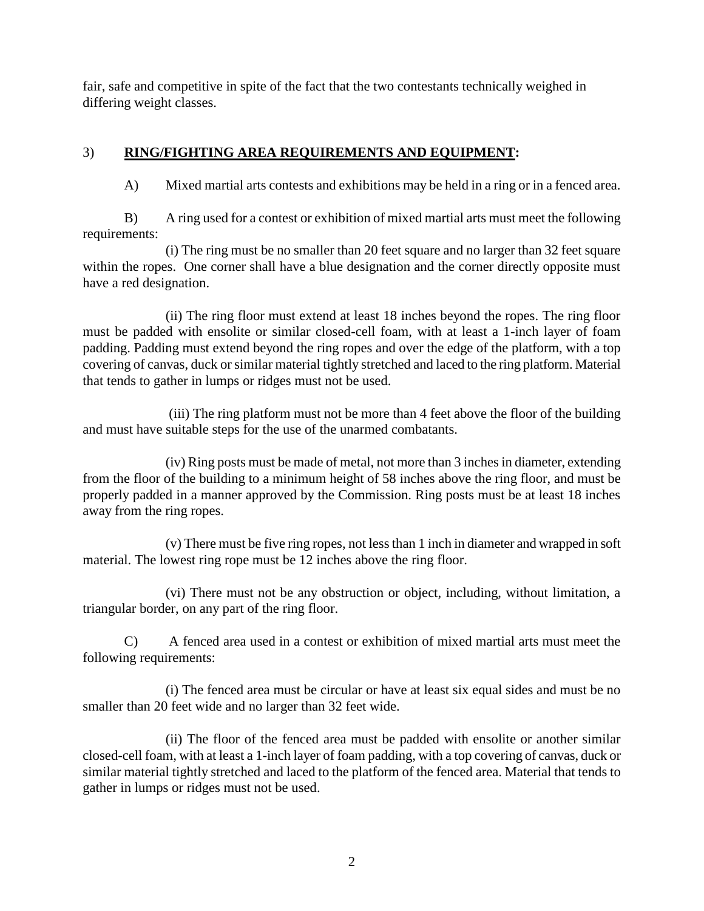fair, safe and competitive in spite of the fact that the two contestants technically weighed in differing weight classes.

3) **RING/FIGHTING AREA REQUIREMENTS AND EQUIPMENT:**

A) Mixed martial arts contests and exhibitions may be held in a ring or in a fenced area.

B) A ring used for a contest or exhibition of mixed martial arts must meet the following requirements:

(i) The ring must be no smaller than 20 feet square and no larger than 32 feet square within the ropes. One corner shall have a blue designation and the corner directly opposite must have a red designation.

(ii) The ring floor must extend at least 18 inches beyond the ropes. The ring floor must be padded with ensolite or similar closed-cell foam, with at least a 1-inch layer of foam padding. Padding must extend beyond the ring ropes and over the edge of the platform, with a top covering of canvas, duck or similar material tightly stretched and laced to the ring platform. Material that tends to gather in lumps or ridges must not be used.

(iii) The ring platform must not be more than 4 feet above the floor of the building and must have suitable steps for the use of the unarmed combatants.

(iv) Ring posts must be made of metal, not more than 3 inches in diameter, extending from the floor of the building to a minimum height of 58 inches above the ring floor, and must be properly padded in a manner approved by the Commission. Ring posts must be at least 18 inches away from the ring ropes.

(v) There must be five ring ropes, not less than 1 inch in diameter and wrapped in soft material. The lowest ring rope must be 12 inches above the ring floor.

(vi) There must not be any obstruction or object, including, without limitation, a triangular border, on any part of the ring floor.

C) A fenced area used in a contest or exhibition of mixed martial arts must meet the following requirements:

(i) The fenced area must be circular or have at least six equal sides and must be no smaller than 20 feet wide and no larger than 32 feet wide.

(ii) The floor of the fenced area must be padded with ensolite or another similar closed-cell foam, with at least a 1-inch layer of foam padding, with a top covering of canvas, duck or similar material tightly stretched and laced to the platform of the fenced area. Material that tends to gather in lumps or ridges must not be used.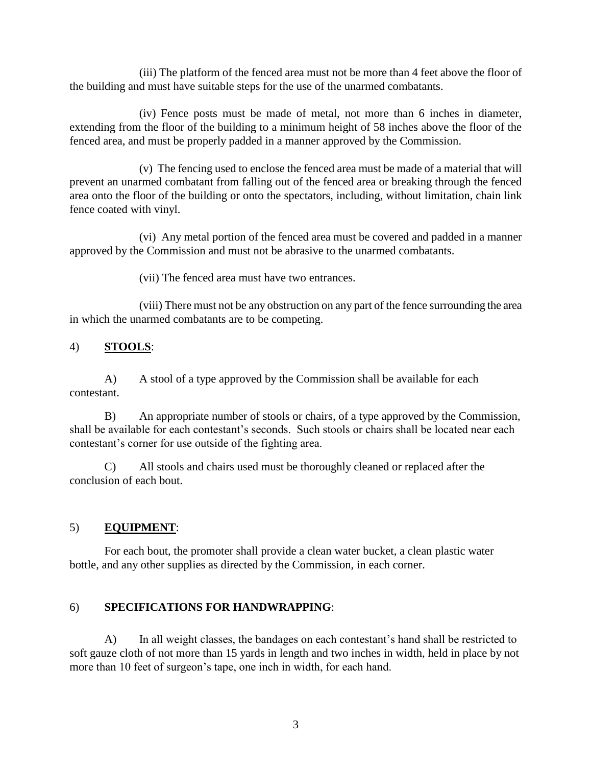(iii) The platform of the fenced area must not be more than 4 feet above the floor of the building and must have suitable steps for the use of the unarmed combatants.

(iv) Fence posts must be made of metal, not more than 6 inches in diameter, extending from the floor of the building to a minimum height of 58 inches above the floor of the fenced area, and must be properly padded in a manner approved by the Commission.

(v) The fencing used to enclose the fenced area must be made of a material that will prevent an unarmed combatant from falling out of the fenced area or breaking through the fenced area onto the floor of the building or onto the spectators, including, without limitation, chain link fence coated with vinyl.

(vi) Any metal portion of the fenced area must be covered and padded in a manner approved by the Commission and must not be abrasive to the unarmed combatants.

(vii) The fenced area must have two entrances.

(viii) There must not be any obstruction on any part of the fence surrounding the area in which the unarmed combatants are to be competing.

4) **STOOLS**:

A) A stool of a type approved by the Commission shall be available for each contestant.

B) An appropriate number of stools or chairs, of a type approved by the Commission, shall be available for each contestant's seconds. Such stools or chairs shall be located near each contestant's corner for use outside of the fighting area.

C) All stools and chairs used must be thoroughly cleaned or replaced after the conclusion of each bout.

5) **EQUIPMENT**:

For each bout, the promoter shall provide a clean water bucket, a clean plastic water bottle, and any other supplies as directed by the Commission, in each corner.

6) **SPECIFICATIONS FOR HANDWRAPPING**:

A) In all weight classes, the bandages on each contestant's hand shall be restricted to soft gauze cloth of not more than 15 yards in length and two inches in width, held in place by not more than 10 feet of surgeon's tape, one inch in width, for each hand.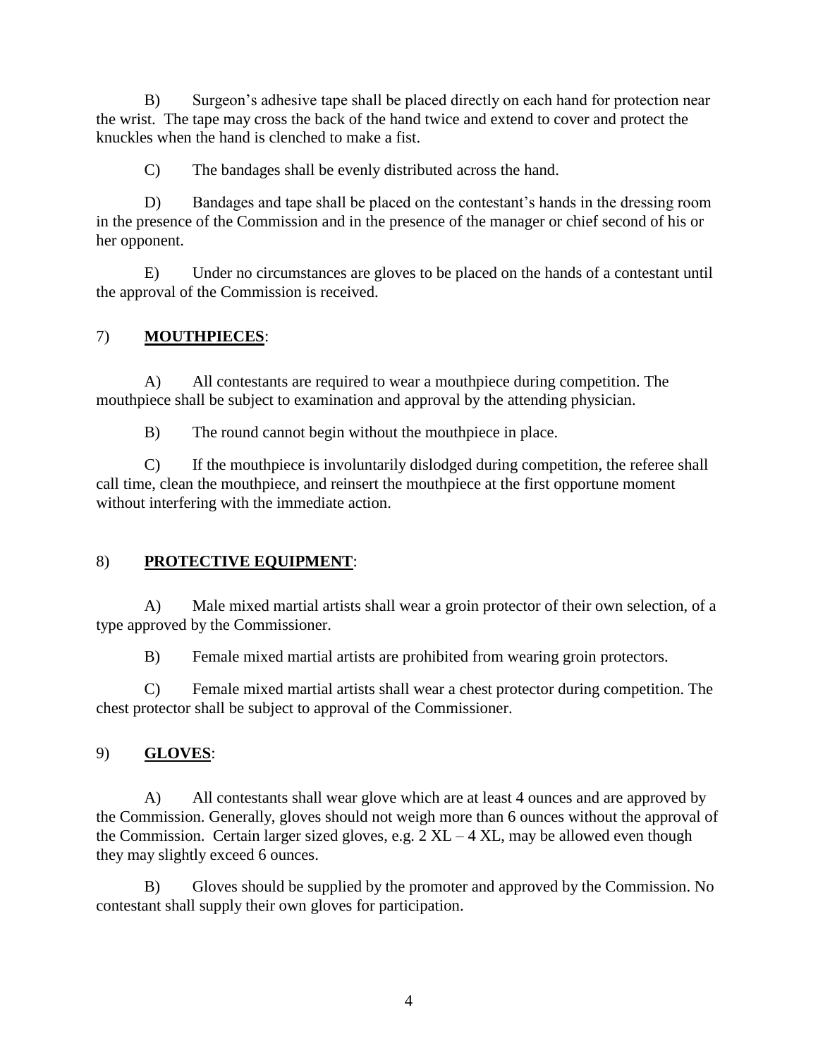B) Surgeon's adhesive tape shall be placed directly on each hand for protection near the wrist. The tape may cross the back of the hand twice and extend to cover and protect the knuckles when the hand is clenched to make a fist.

C) The bandages shall be evenly distributed across the hand.

D) Bandages and tape shall be placed on the contestant's hands in the dressing room in the presence of the Commission and in the presence of the manager or chief second of his or her opponent.

E) Under no circumstances are gloves to be placed on the hands of a contestant until the approval of the Commission is received.

7) **MOUTHPIECES**:

A) All contestants are required to wear a mouthpiece during competition. The mouthpiece shall be subject to examination and approval by the attending physician.

B) The round cannot begin without the mouthpiece in place.

C) If the mouthpiece is involuntarily dislodged during competition, the referee shall call time, clean the mouthpiece, and reinsert the mouthpiece at the first opportune moment without interfering with the immediate action.

8) **PROTECTIVE EQUIPMENT**:

A) Male mixed martial artists shall wear a groin protector of their own selection, of a type approved by the Commissioner.

B) Female mixed martial artists are prohibited from wearing groin protectors.

C) Female mixed martial artists shall wear a chest protector during competition. The chest protector shall be subject to approval of the Commissioner.

9) **GLOVES**:

A) All contestants shall wear glove which are at least 4 ounces and are approved by the Commission. Generally, gloves should not weigh more than 6 ounces without the approval of the Commission. Certain larger sized gloves, e.g. 2 XL – 4 XL, may be allowed even though they may slightly exceed 6 ounces.

B) Gloves should be supplied by the promoter and approved by the Commission. No contestant shall supply their own gloves for participation.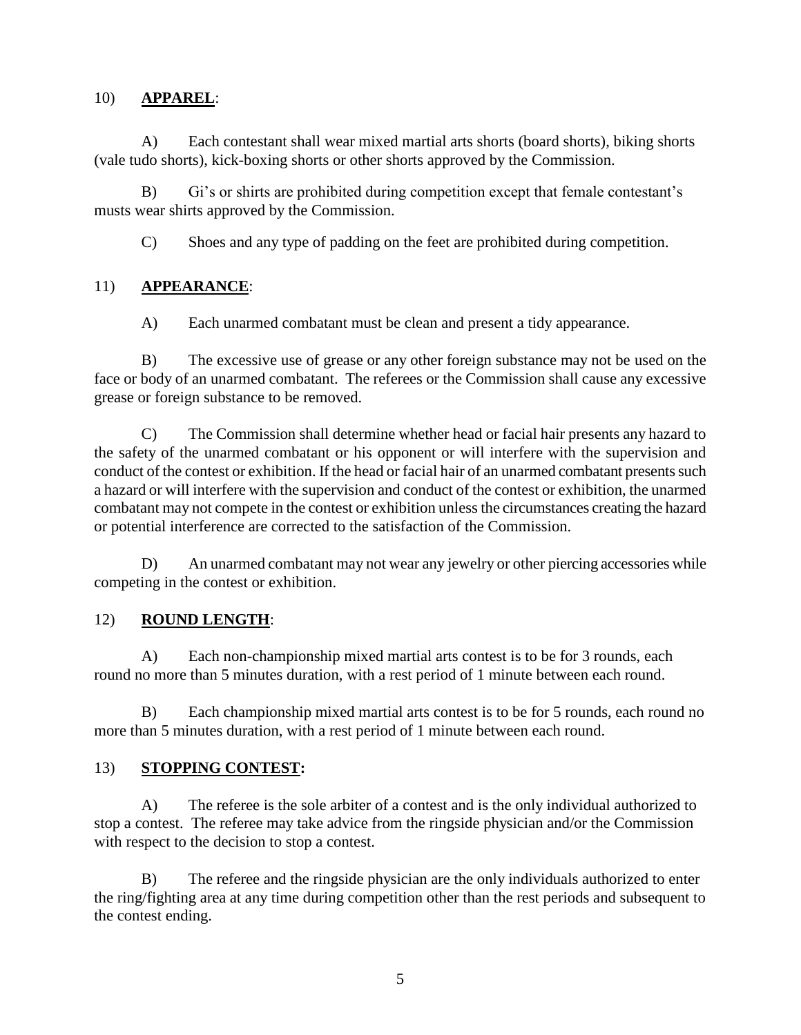10) **APPAREL**:

A) Each contestant shall wear mixed martial arts shorts (board shorts), biking shorts (vale tudo shorts), kick-boxing shorts or other shorts approved by the Commission.

B) Gi's or shirts are prohibited during competition except that female contestant's musts wear shirts approved by the Commission.

C) Shoes and any type of padding on the feet are prohibited during competition.

11) **APPEARANCE**:

A) Each unarmed combatant must be clean and present a tidy appearance.

B) The excessive use of grease or any other foreign substance may not be used on the face or body of an unarmed combatant. The referees or the Commission shall cause any excessive grease or foreign substance to be removed.

C) The Commission shall determine whether head or facial hair presents any hazard to the safety of the unarmed combatant or his opponent or will interfere with the supervision and conduct of the contest or exhibition. If the head or facial hair of an unarmed combatant presents such a hazard or will interfere with the supervision and conduct of the contest or exhibition, the unarmed combatant may not compete in the contest or exhibition unless the circumstances creating the hazard or potential interference are corrected to the satisfaction of the Commission.

D) An unarmed combatant may not wear any jewelry or other piercing accessories while competing in the contest or exhibition.

12) **ROUND LENGTH**:

A) Each non-championship mixed martial arts contest is to be for 3 rounds, each round no more than 5 minutes duration, with a rest period of 1 minute between each round.

B) Each championship mixed martial arts contest is to be for 5 rounds, each round no more than 5 minutes duration, with a rest period of 1 minute between each round.

13) **STOPPING CONTEST:**

A) The referee is the sole arbiter of a contest and is the only individual authorized to stop a contest. The referee may take advice from the ringside physician and/or the Commission with respect to the decision to stop a contest.

B) The referee and the ringside physician are the only individuals authorized to enter the ring/fighting area at any time during competition other than the rest periods and subsequent to the contest ending.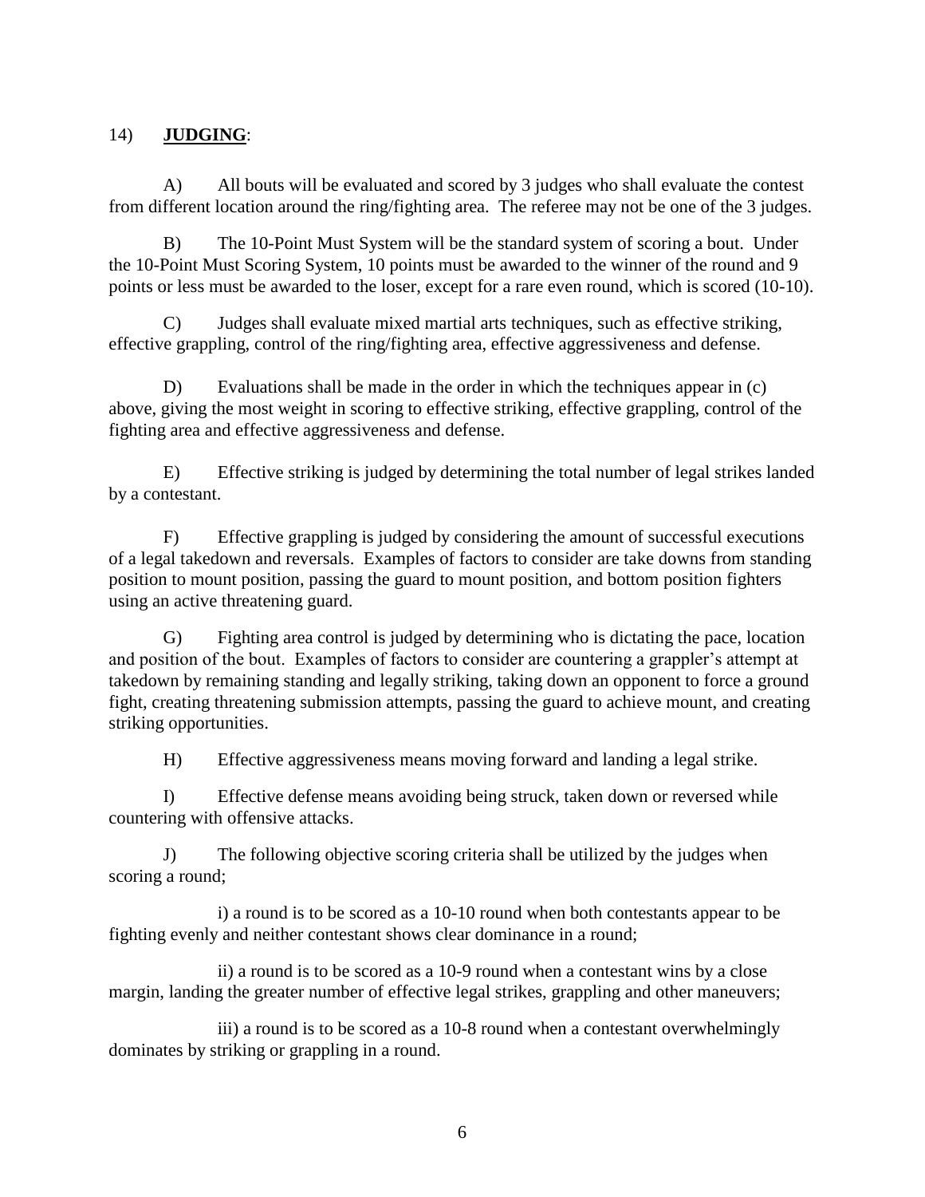14) **JUDGING**:

A) All bouts will be evaluated and scored by 3 judges who shall evaluate the contest from different location around the ring/fighting area. The referee may not be one of the 3 judges.

B) The 10-Point Must System will be the standard system of scoring a bout. Under the 10-Point Must Scoring System, 10 points must be awarded to the winner of the round and 9 points or less must be awarded to the loser, except for a rare even round, which is scored (10-10).

C) Judges shall evaluate mixed martial arts techniques, such as effective striking, effective grappling, control of the ring/fighting area, effective aggressiveness and defense.

D) Evaluations shall be made in the order in which the techniques appear in (c) above, giving the most weight in scoring to effective striking, effective grappling, control of the fighting area and effective aggressiveness and defense.

E) Effective striking is judged by determining the total number of legal strikes landed by a contestant.

F) Effective grappling is judged by considering the amount of successful executions of a legal takedown and reversals. Examples of factors to consider are take downs from standing position to mount position, passing the guard to mount position, and bottom position fighters using an active threatening guard.

G) Fighting area control is judged by determining who is dictating the pace, location and position of the bout. Examples of factors to consider are countering a grappler's attempt at takedown by remaining standing and legally striking, taking down an opponent to force a ground fight, creating threatening submission attempts, passing the guard to achieve mount, and creating striking opportunities.

H) Effective aggressiveness means moving forward and landing a legal strike.

I) Effective defense means avoiding being struck, taken down or reversed while countering with offensive attacks.

J) The following objective scoring criteria shall be utilized by the judges when scoring a round;

i) a round is to be scored as a 10-10 round when both contestants appear to be fighting evenly and neither contestant shows clear dominance in a round;

ii) a round is to be scored as a 10-9 round when a contestant wins by a close margin, landing the greater number of effective legal strikes, grappling and other maneuvers;

iii) a round is to be scored as a 10-8 round when a contestant overwhelmingly dominates by striking or grappling in a round.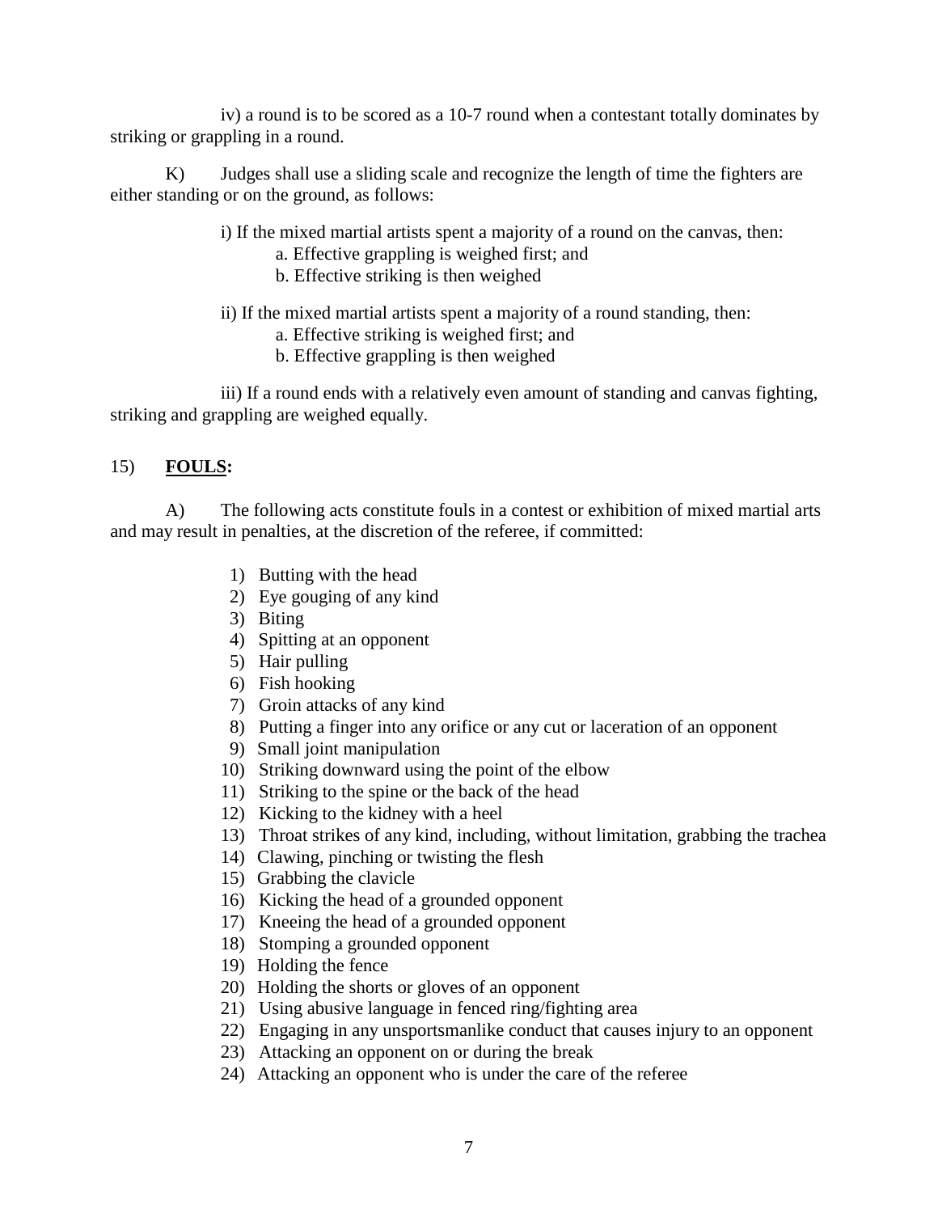iv) a round is to be scored as a 10-7 round when a contestant totally dominates by striking or grappling in a round.

K) Judges shall use a sliding scale and recognize the length of time the fighters are either standing or on the ground, as follows:

i) If the mixed martial artists spent a majority of a round on the canvas, then:
- a. Effective grappling is weighed first; and
- b. Effective striking is then weighed

ii) If the mixed martial artists spent a majority of a round standing, then:
- a. Effective striking is weighed first; and
- b. Effective grappling is then weighed

iii) If a round ends with a relatively even amount of standing and canvas fighting, striking and grappling are weighed equally.

## 15) **FOULS:**

A) The following acts constitute fouls in a contest or exhibition of mixed martial arts and may result in penalties, at the discretion of the referee, if committed:

1) Butting with the head
2) Eye gouging of any kind
3) Biting
4) Spitting at an opponent
5) Hair pulling
6) Fish hooking
7) Groin attacks of any kind
8) Putting a finger into any orifice or any cut or laceration of an opponent
9) Small joint manipulation
10) Striking downward using the point of the elbow
11) Striking to the spine or the back of the head
12) Kicking to the kidney with a heel
13) Throat strikes of any kind, including, without limitation, grabbing the trachea
14) Clawing, pinching or twisting the flesh
15) Grabbing the clavicle
16) Kicking the head of a grounded opponent
17) Kneeing the head of a grounded opponent
18) Stomping a grounded opponent
19) Holding the fence
20) Holding the shorts or gloves of an opponent
21) Using abusive language in fenced ring/fighting area
22) Engaging in any unsportsmanlike conduct that causes injury to an opponent
23) Attacking an opponent on or during the break
24) Attacking an opponent who is under the care of the referee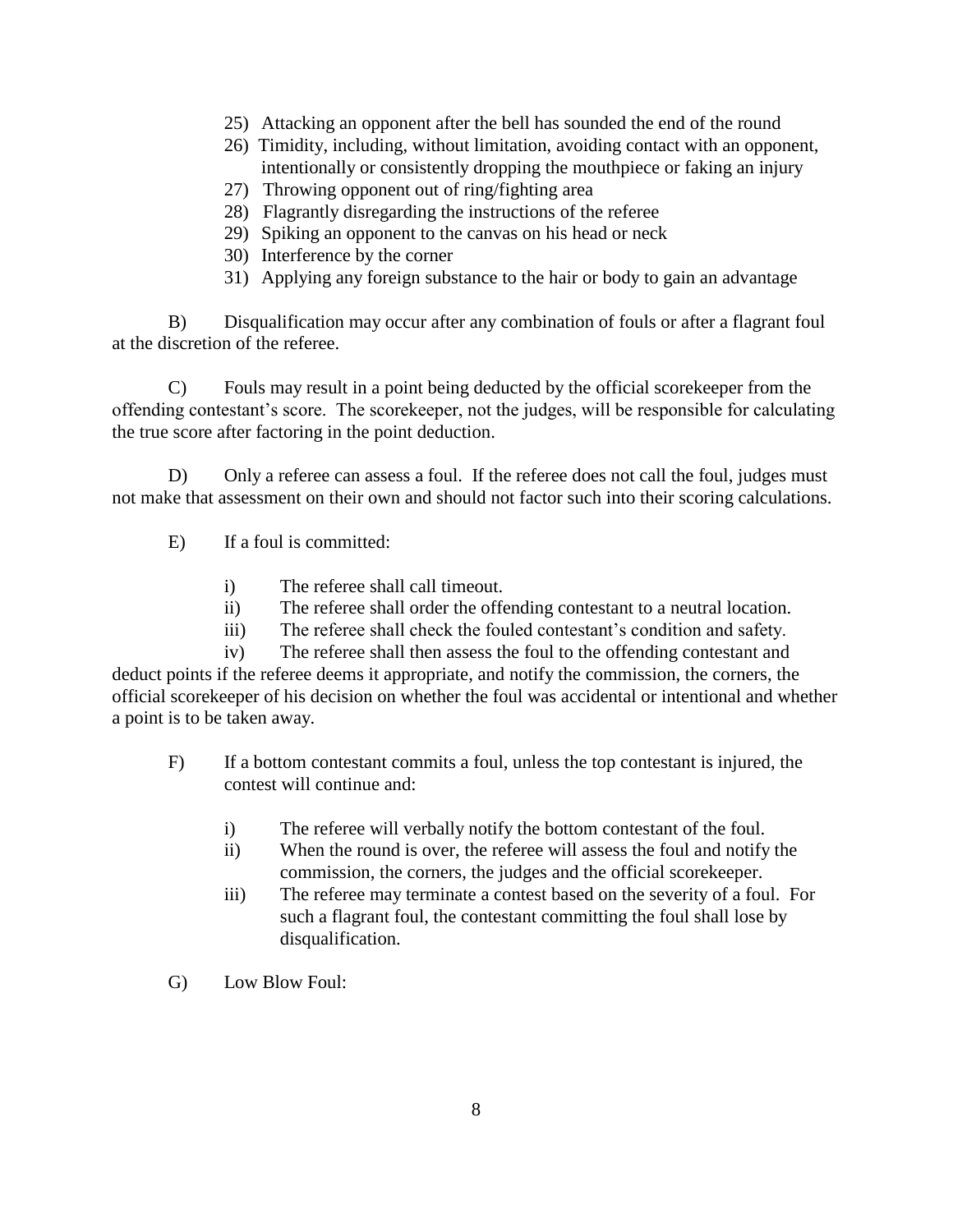25) Attacking an opponent after the bell has sounded the end of the round
26) Timidity, including, without limitation, avoiding contact with an opponent, intentionally or consistently dropping the mouthpiece or faking an injury
27) Throwing opponent out of ring/fighting area
28) Flagrantly disregarding the instructions of the referee
29) Spiking an opponent to the canvas on his head or neck
30) Interference by the corner
31) Applying any foreign substance to the hair or body to gain an advantage

B) Disqualification may occur after any combination of fouls or after a flagrant foul at the discretion of the referee.

C) Fouls may result in a point being deducted by the official scorekeeper from the offending contestant's score. The scorekeeper, not the judges, will be responsible for calculating the true score after factoring in the point deduction.

D) Only a referee can assess a foul. If the referee does not call the foul, judges must not make that assessment on their own and should not factor such into their scoring calculations.

E) If a foul is committed:

i) The referee shall call timeout.
ii) The referee shall order the offending contestant to a neutral location.
iii) The referee shall check the fouled contestant's condition and safety.
iv) The referee shall then assess the foul to the offending contestant and deduct points if the referee deems it appropriate, and notify the commission, the corners, the official scorekeeper of his decision on whether the foul was accidental or intentional and whether a point is to be taken away.

F) If a bottom contestant commits a foul, unless the top contestant is injured, the contest will continue and:

i) The referee will verbally notify the bottom contestant of the foul.
ii) When the round is over, the referee will assess the foul and notify the commission, the corners, the judges and the official scorekeeper.
iii) The referee may terminate a contest based on the severity of a foul. For such a flagrant foul, the contestant committing the foul shall lose by disqualification.

G) Low Blow Foul: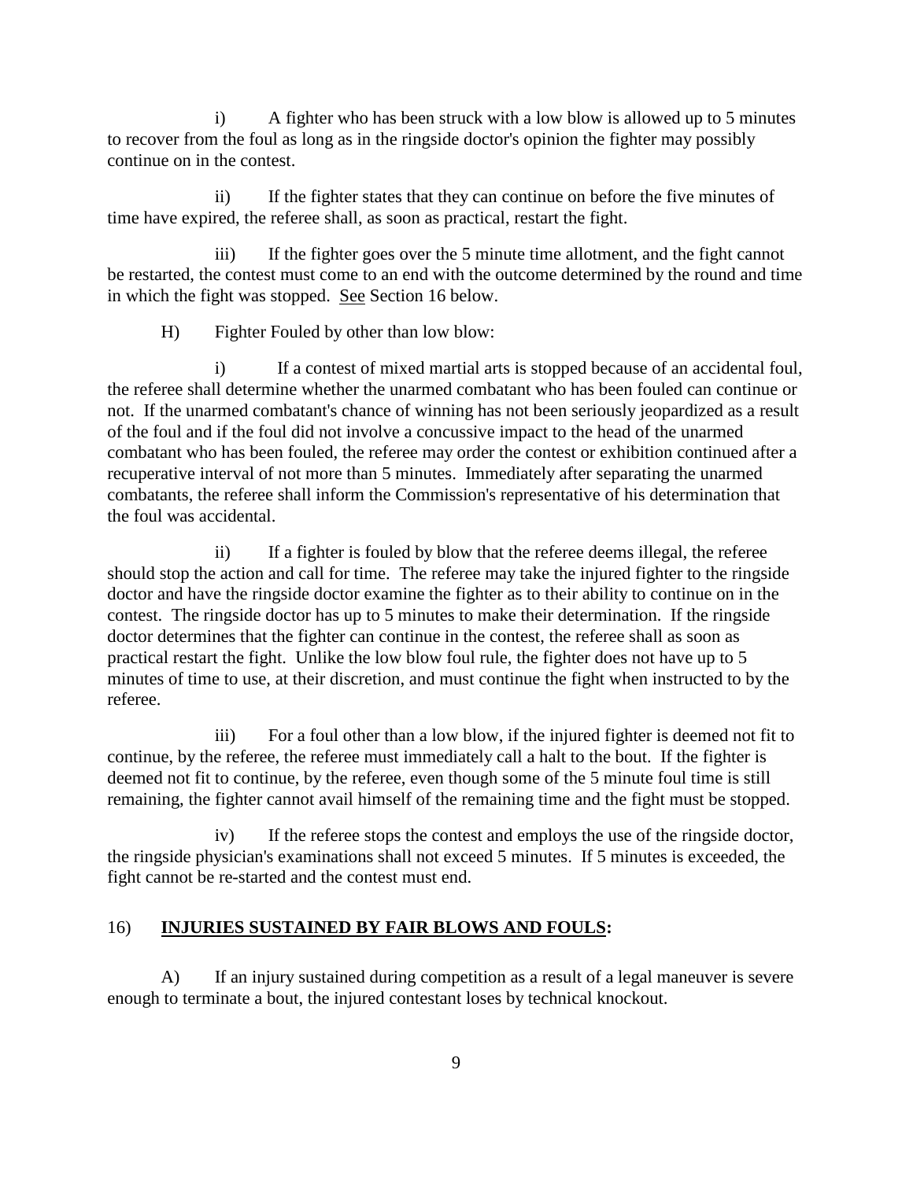i) A fighter who has been struck with a low blow is allowed up to 5 minutes to recover from the foul as long as in the ringside doctor's opinion the fighter may possibly continue on in the contest.

ii) If the fighter states that they can continue on before the five minutes of time have expired, the referee shall, as soon as practical, restart the fight.

iii) If the fighter goes over the 5 minute time allotment, and the fight cannot be restarted, the contest must come to an end with the outcome determined by the round and time in which the fight was stopped. <u>See</u> Section 16 below.

H) Fighter Fouled by other than low blow:

i) If a contest of mixed martial arts is stopped because of an accidental foul, the referee shall determine whether the unarmed combatant who has been fouled can continue or not. If the unarmed combatant's chance of winning has not been seriously jeopardized as a result of the foul and if the foul did not involve a concussive impact to the head of the unarmed combatant who has been fouled, the referee may order the contest or exhibition continued after a recuperative interval of not more than 5 minutes. Immediately after separating the unarmed combatants, the referee shall inform the Commission's representative of his determination that the foul was accidental.

ii) If a fighter is fouled by blow that the referee deems illegal, the referee should stop the action and call for time. The referee may take the injured fighter to the ringside doctor and have the ringside doctor examine the fighter as to their ability to continue on in the contest. The ringside doctor has up to 5 minutes to make their determination. If the ringside doctor determines that the fighter can continue in the contest, the referee shall as soon as practical restart the fight. Unlike the low blow foul rule, the fighter does not have up to 5 minutes of time to use, at their discretion, and must continue the fight when instructed to by the referee.

iii) For a foul other than a low blow, if the injured fighter is deemed not fit to continue, by the referee, the referee must immediately call a halt to the bout. If the fighter is deemed not fit to continue, by the referee, even though some of the 5 minute foul time is still remaining, the fighter cannot avail himself of the remaining time and the fight must be stopped.

iv) If the referee stops the contest and employs the use of the ringside doctor, the ringside physician's examinations shall not exceed 5 minutes. If 5 minutes is exceeded, the fight cannot be re-started and the contest must end.

## 16) <u>INJURIES SUSTAINED BY FAIR BLOWS AND FOULS</u>:

A) If an injury sustained during competition as a result of a legal maneuver is severe enough to terminate a bout, the injured contestant loses by technical knockout.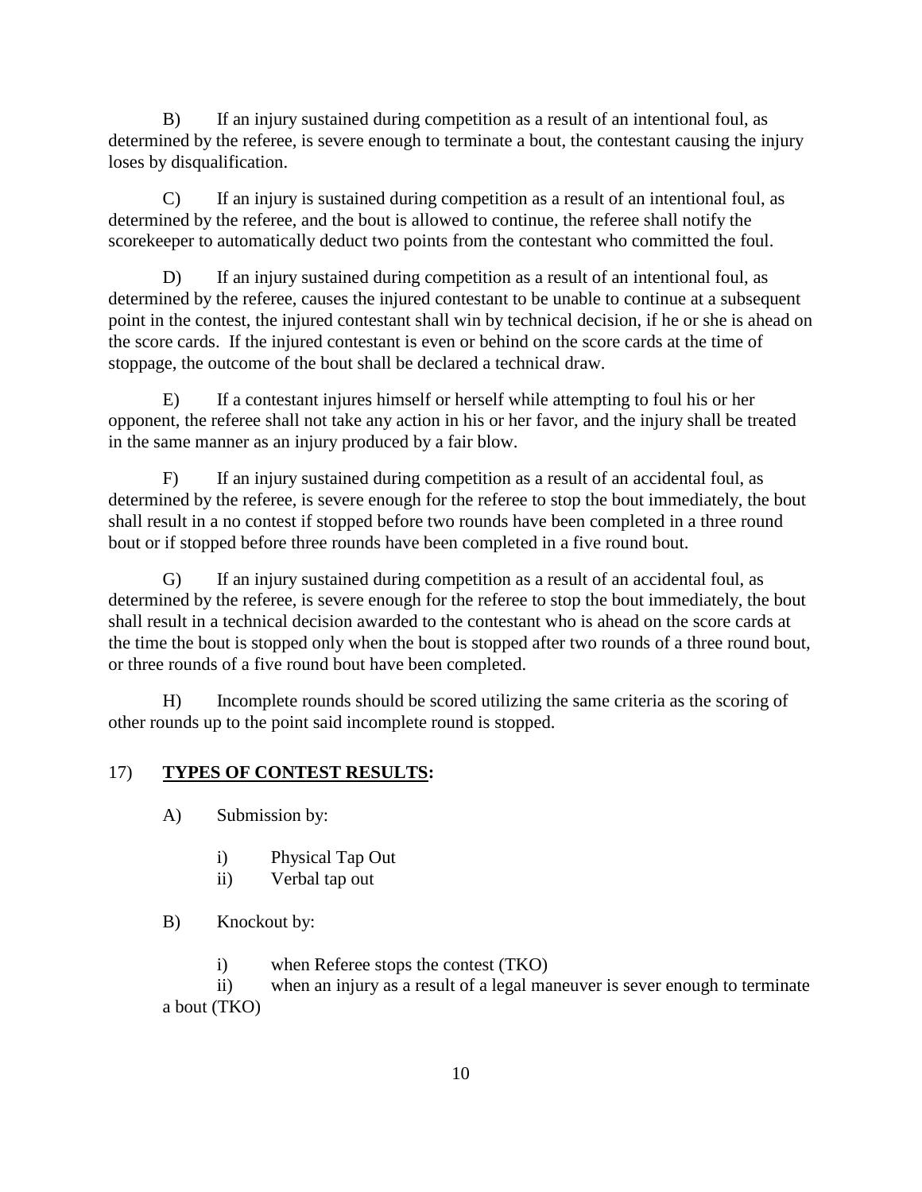B) If an injury sustained during competition as a result of an intentional foul, as determined by the referee, is severe enough to terminate a bout, the contestant causing the injury loses by disqualification.

C) If an injury is sustained during competition as a result of an intentional foul, as determined by the referee, and the bout is allowed to continue, the referee shall notify the scorekeeper to automatically deduct two points from the contestant who committed the foul.

D) If an injury sustained during competition as a result of an intentional foul, as determined by the referee, causes the injured contestant to be unable to continue at a subsequent point in the contest, the injured contestant shall win by technical decision, if he or she is ahead on the score cards. If the injured contestant is even or behind on the score cards at the time of stoppage, the outcome of the bout shall be declared a technical draw.

E) If a contestant injures himself or herself while attempting to foul his or her opponent, the referee shall not take any action in his or her favor, and the injury shall be treated in the same manner as an injury produced by a fair blow.

F) If an injury sustained during competition as a result of an accidental foul, as determined by the referee, is severe enough for the referee to stop the bout immediately, the bout shall result in a no contest if stopped before two rounds have been completed in a three round bout or if stopped before three rounds have been completed in a five round bout.

G) If an injury sustained during competition as a result of an accidental foul, as determined by the referee, is severe enough for the referee to stop the bout immediately, the bout shall result in a technical decision awarded to the contestant who is ahead on the score cards at the time the bout is stopped only when the bout is stopped after two rounds of a three round bout, or three rounds of a five round bout have been completed.

H) Incomplete rounds should be scored utilizing the same criteria as the scoring of other rounds up to the point said incomplete round is stopped.

17) **TYPES OF CONTEST RESULTS:**

A) Submission by:

i) Physical Tap Out
ii) Verbal tap out

B) Knockout by:

i) when Referee stops the contest (TKO)
ii) when an injury as a result of a legal maneuver is sever enough to terminate a bout (TKO)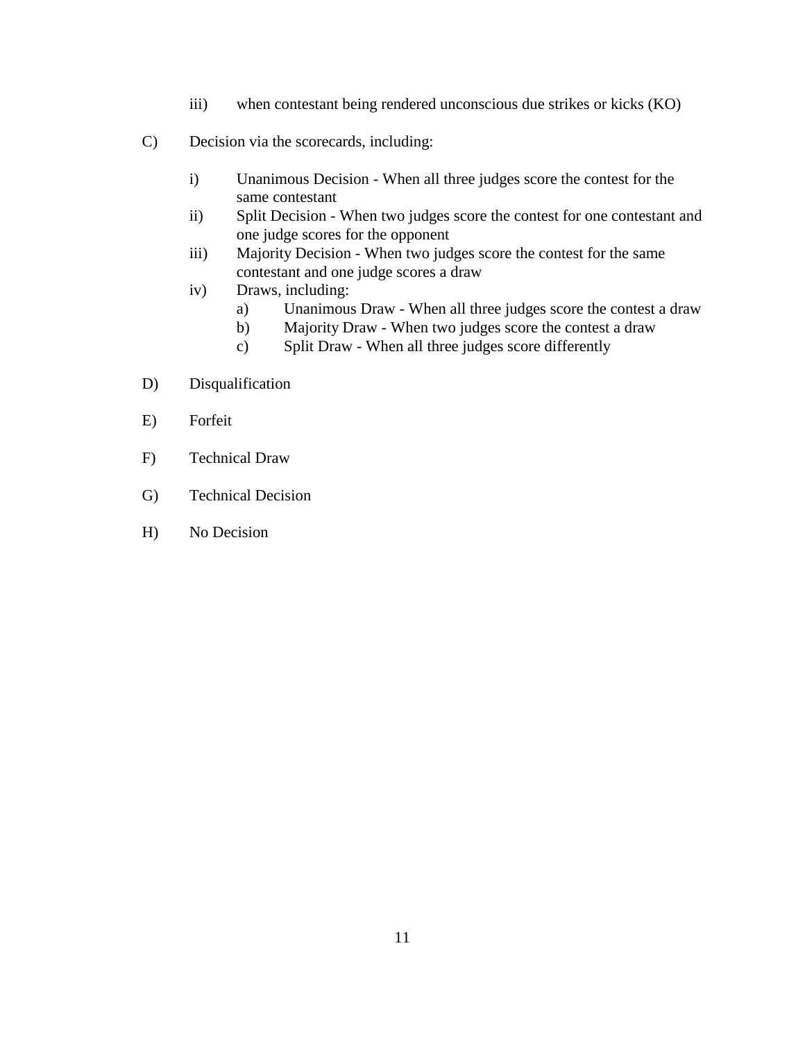iii) when contestant being rendered unconscious due strikes or kicks (KO)

C) Decision via the scorecards, including:

   i) Unanimous Decision - When all three judges score the contest for the same contestant
   ii) Split Decision - When two judges score the contest for one contestant and one judge scores for the opponent
   iii) Majority Decision - When two judges score the contest for the same contestant and one judge scores a draw
   iv) Draws, including:
      a) Unanimous Draw - When all three judges score the contest a draw
      b) Majority Draw - When two judges score the contest a draw
      c) Split Draw - When all three judges score differently

D) Disqualification

E) Forfeit

F) Technical Draw

G) Technical Decision

H) No Decision